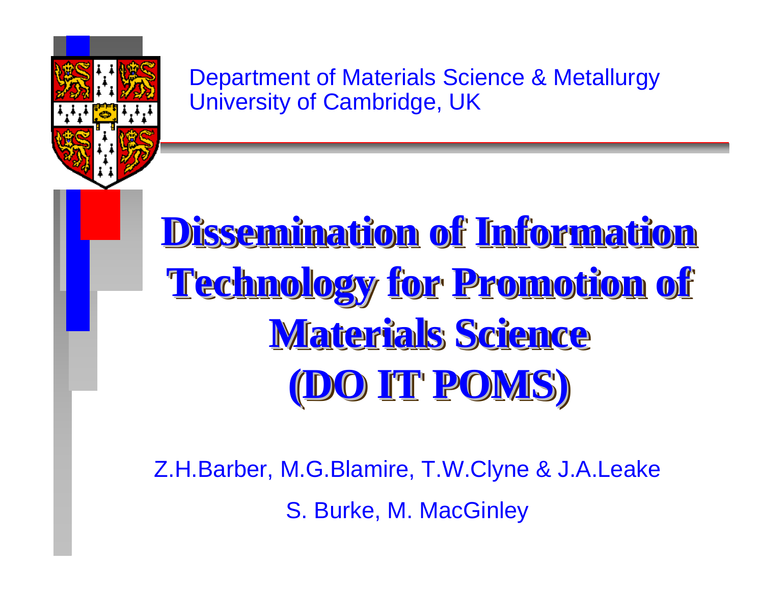Department of Materials Science & Metallurgy
University of Cambridge, UK

# Dissemination of Information Technology for Promotion of Materials Science (DO IT POMS)

Z.H.Barber, M.G.Blamire, T.W.Clyne & J.A.Leake

S. Burke, M. MacGinley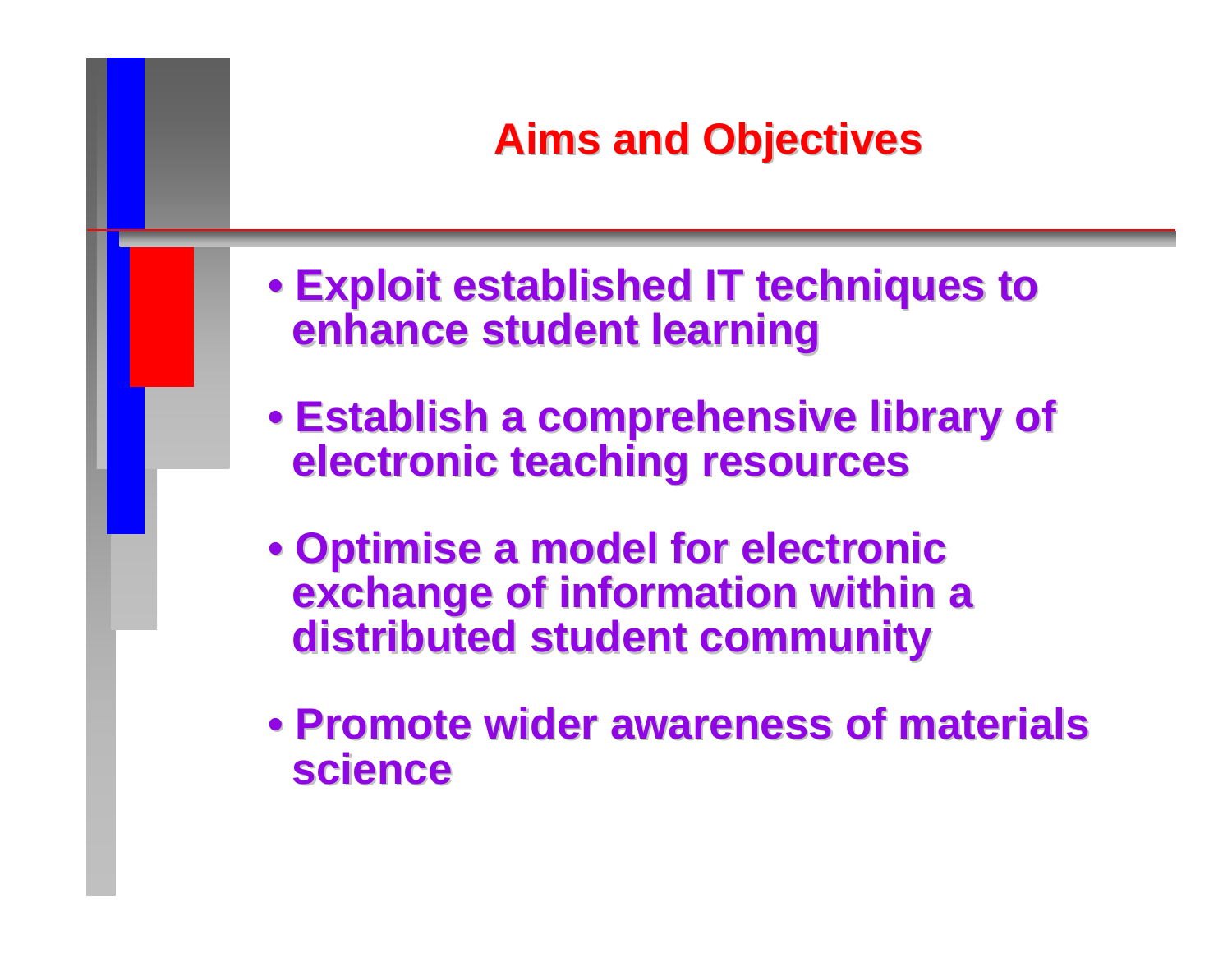# Aims and Objectives

- **Exploit established IT techniques to enhance student learning**
- **Establish a comprehensive library of electronic teaching resources**
- **Optimise a model for electronic exchange of information within a distributed student community**
- **Promote wider awareness of materials science**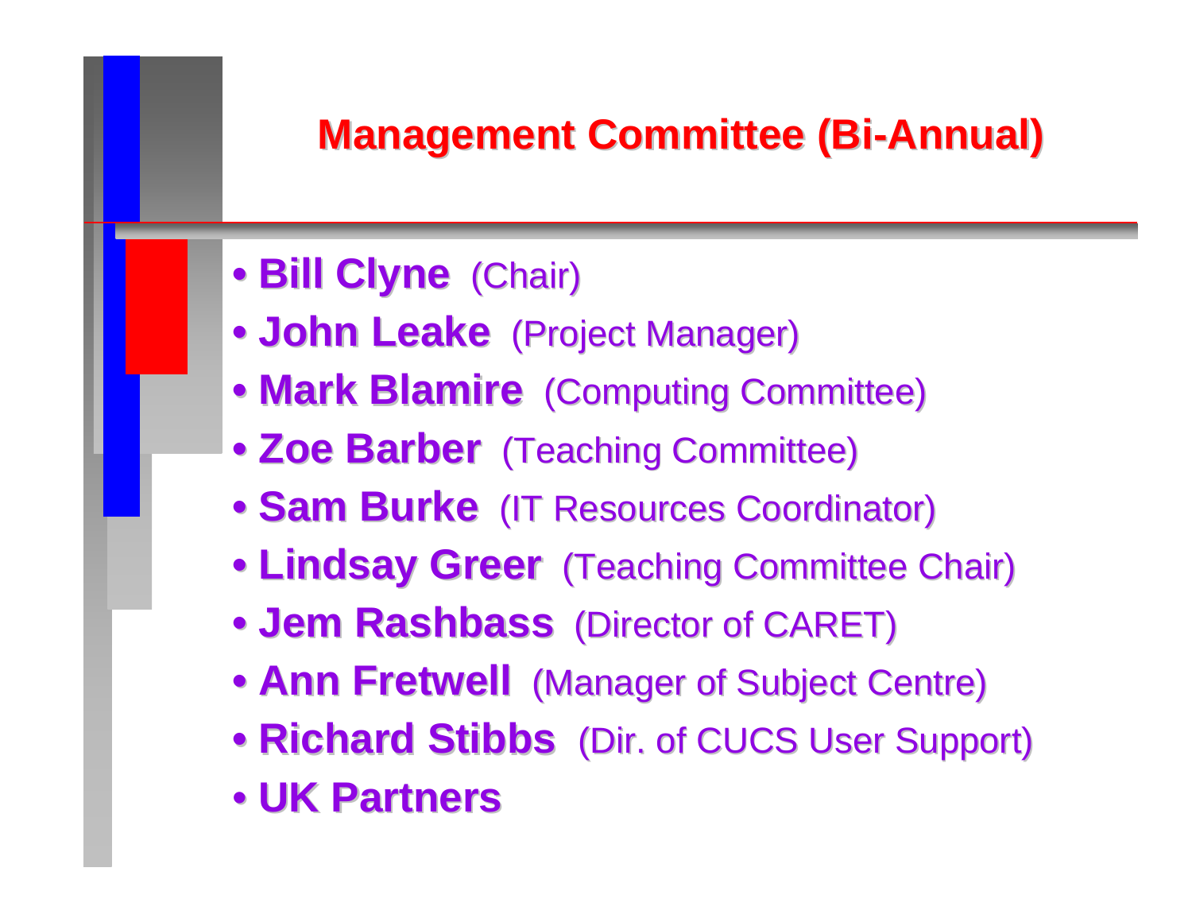## Management Committee (Bi-Annual)

- **Bill Clyne** (Chair)
- **John Leake** (Project Manager)
- **Mark Blamire** (Computing Committee)
- **Zoe Barber** (Teaching Committee)
- **Sam Burke** (IT Resources Coordinator)
- **Lindsay Greer** (Teaching Committee Chair)
- **Jem Rashbass** (Director of CARET)
- **Ann Fretwell** (Manager of Subject Centre)
- **Richard Stibbs** (Dir. of CUCS User Support)
- **UK Partners**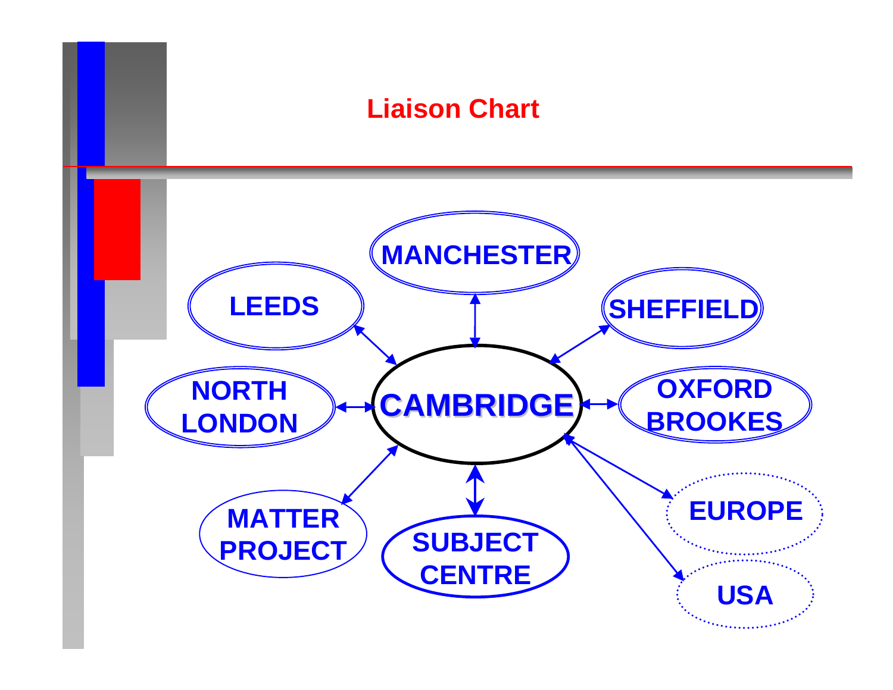# Liaison Chart

- CAMBRIDGE ↔ MANCHESTER
- CAMBRIDGE ↔ LEEDS
- CAMBRIDGE ↔ SHEFFIELD
- CAMBRIDGE ↔ NORTH LONDON
- CAMBRIDGE ↔ OXFORD BROOKES
- CAMBRIDGE ↔ MATTER PROJECT
- CAMBRIDGE ↔ SUBJECT CENTRE
- CAMBRIDGE ↔ EUROPE
- CAMBRIDGE ↔ USA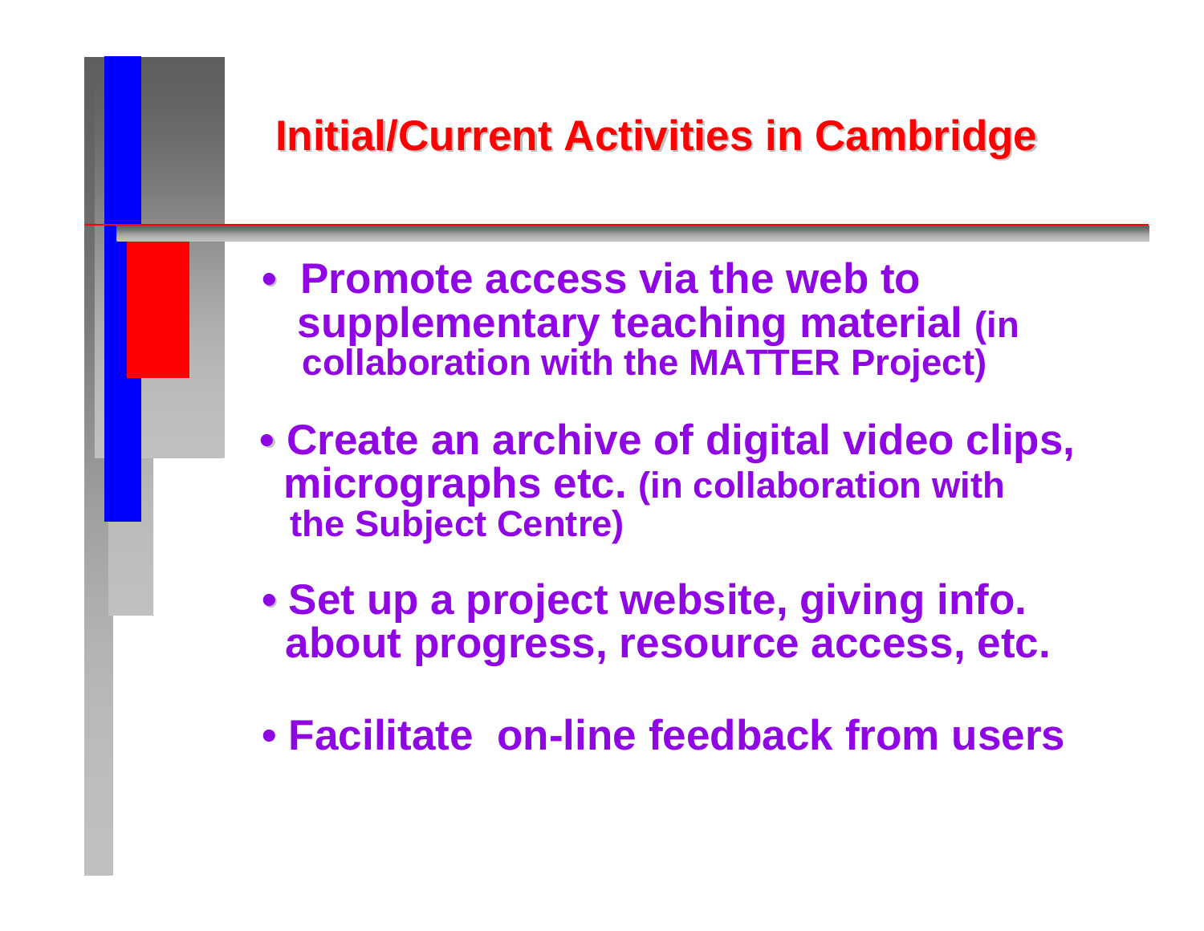# Initial/Current Activities in Cambridge

- **Promote access via the web to supplementary teaching material (in collaboration with the MATTER Project)**
- **Create an archive of digital video clips, micrographs etc. (in collaboration with the Subject Centre)**
- **Set up a project website, giving info. about progress, resource access, etc.**
- **Facilitate on-line feedback from users**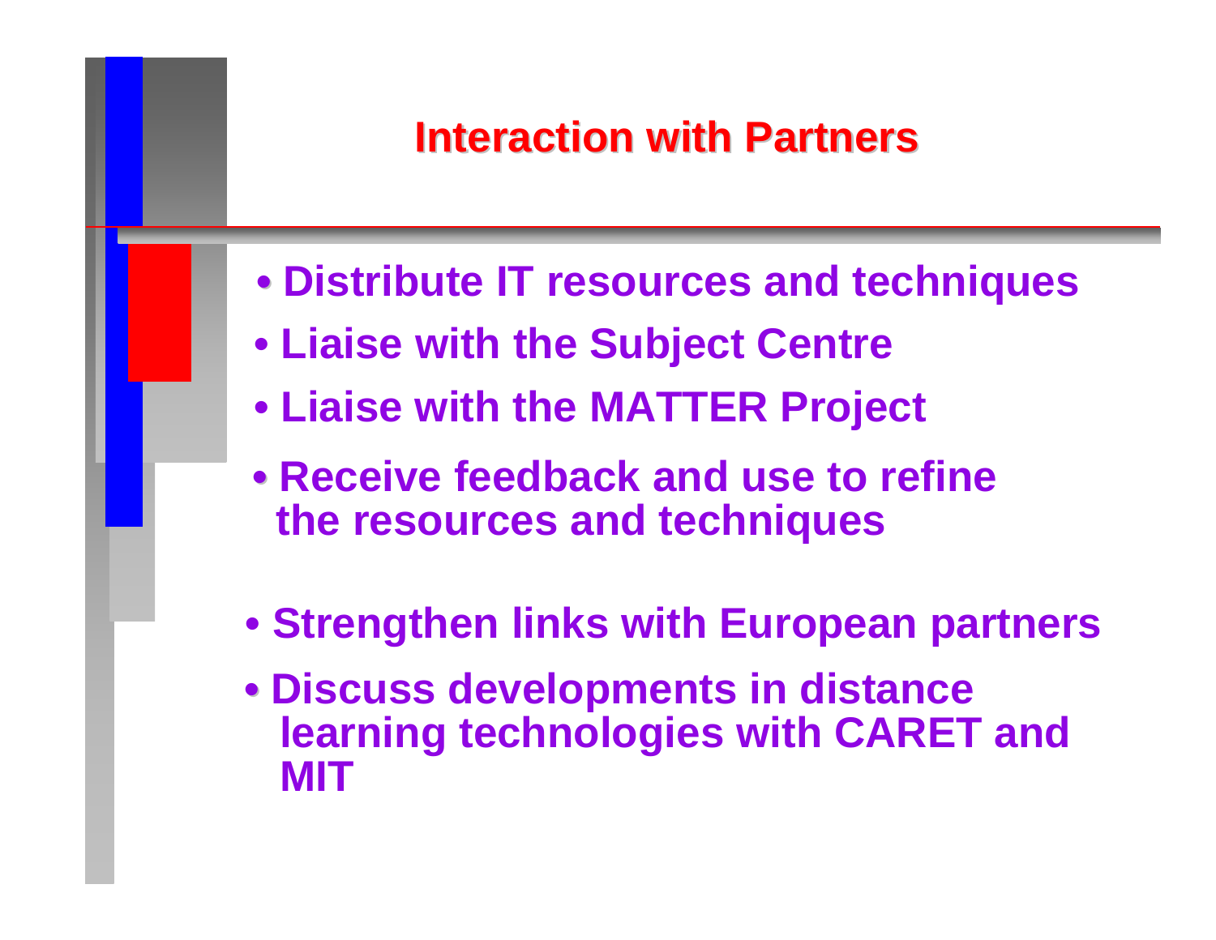# Interaction with Partners

- Distribute IT resources and techniques
- Liaise with the Subject Centre
- Liaise with the MATTER Project
- Receive feedback and use to refine the resources and techniques
- Strengthen links with European partners
- Discuss developments in distance learning technologies with CARET and MIT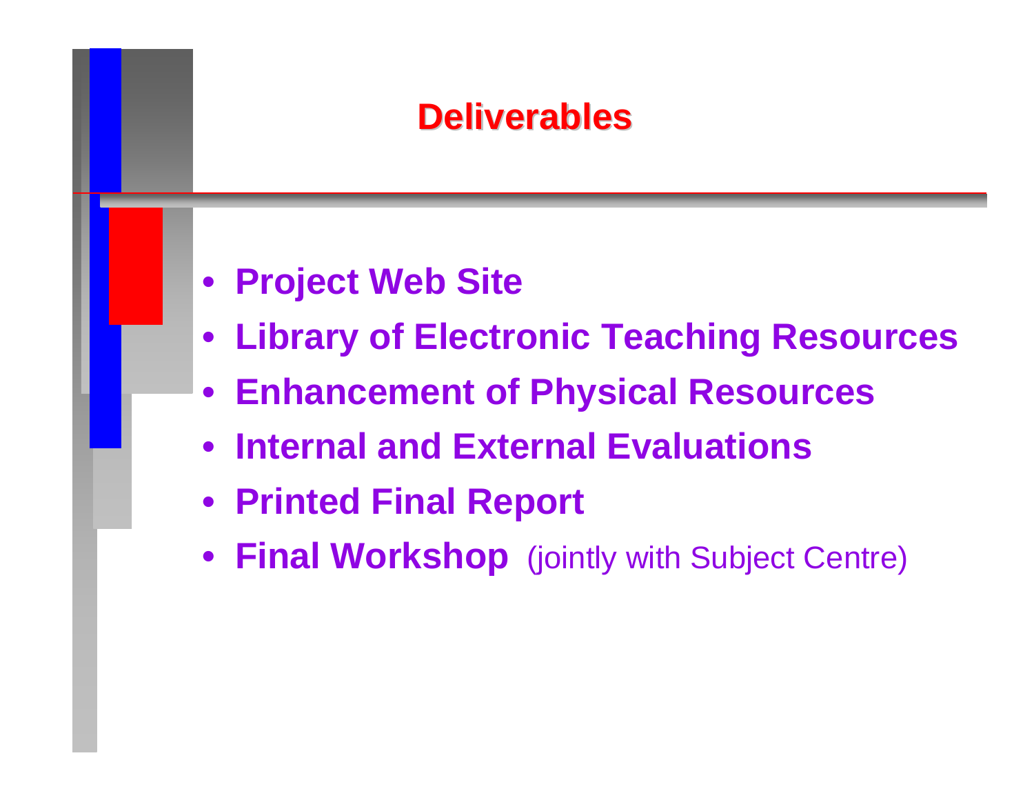# Deliverables

- **Project Web Site**
- **Library of Electronic Teaching Resources**
- **Enhancement of Physical Resources**
- **Internal and External Evaluations**
- **Printed Final Report**
- **Final Workshop** (jointly with Subject Centre)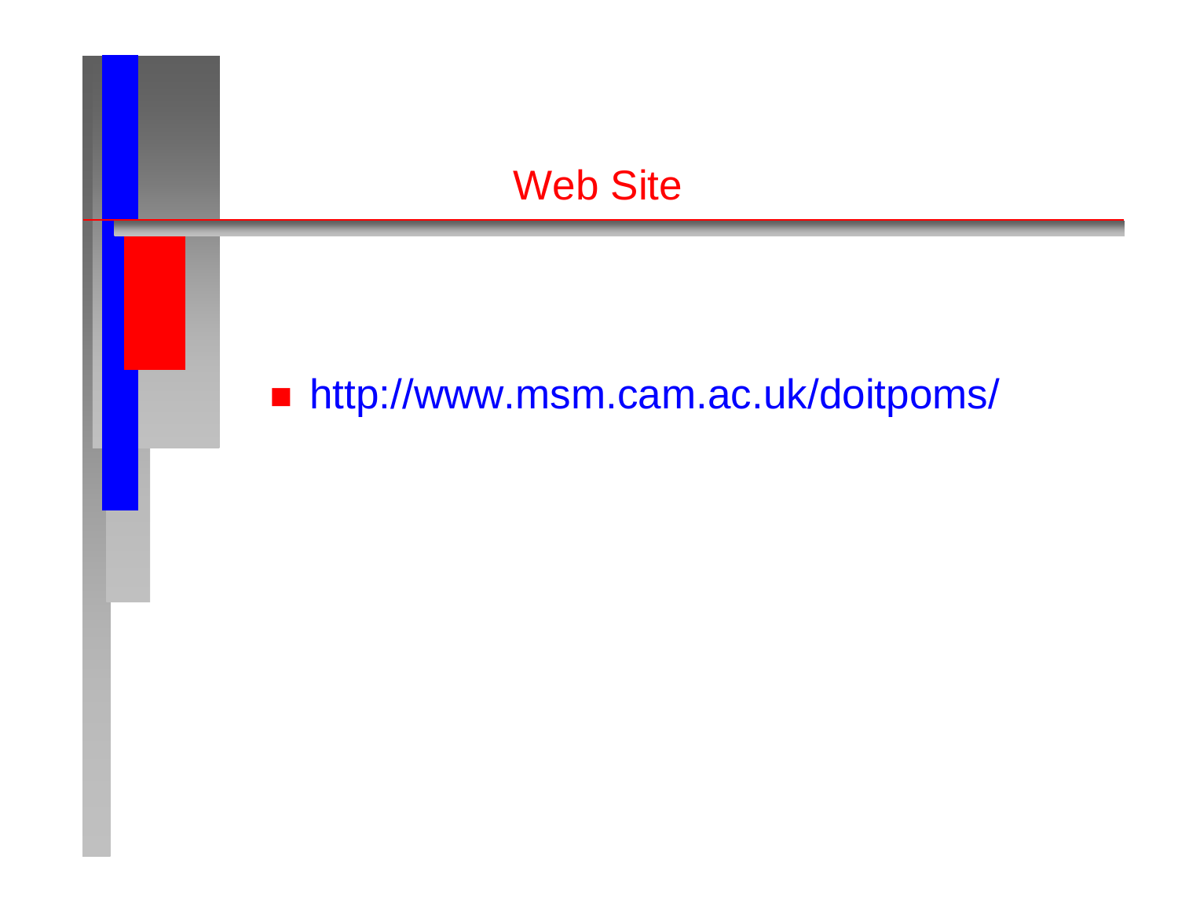# Web Site

- http://www.msm.cam.ac.uk/doitpoms/